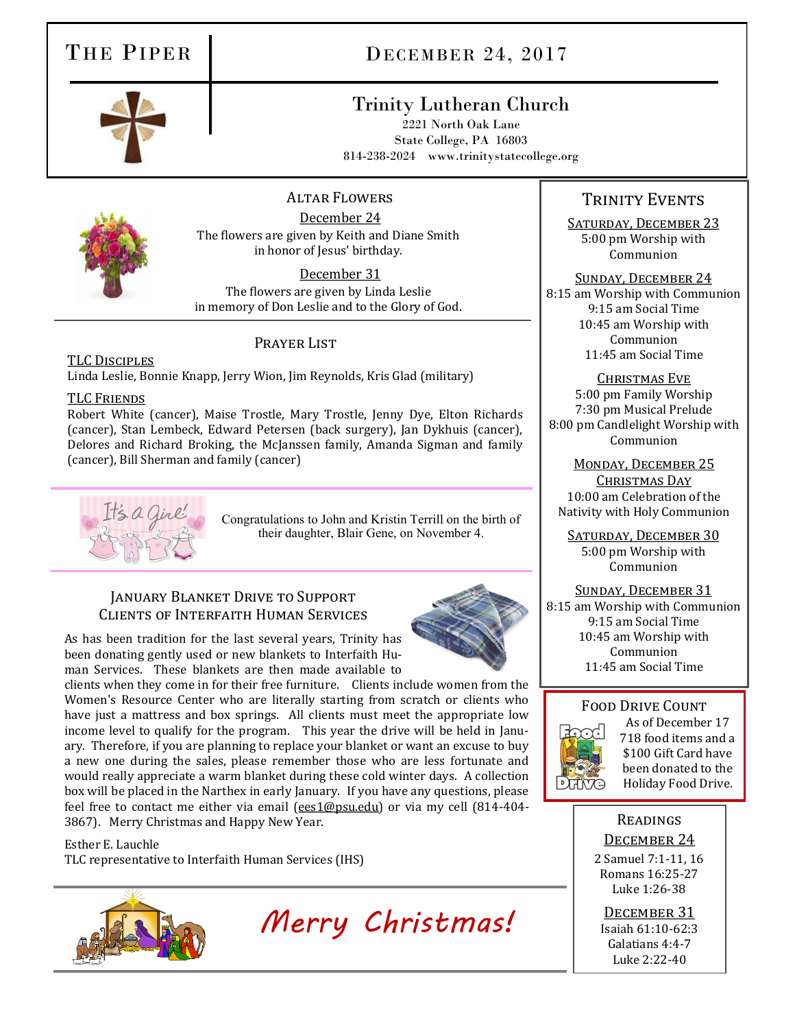# The Piper

## December 24, 2017

### Trinity Lutheran Church

2221 North Oak Lane
State College, PA 16803
814-238-2024 www.trinitystatecollege.org

## Altar Flowers

December 24

The flowers are given by Keith and Diane Smith in honor of Jesus' birthday.

December 31

The flowers are given by Linda Leslie in memory of Don Leslie and to the Glory of God.

## Prayer List

TLC Disciples

Linda Leslie, Bonnie Knapp, Jerry Wion, Jim Reynolds, Kris Glad (military)

TLC Friends

Robert White (cancer), Maise Trostle, Mary Trostle, Jenny Dye, Elton Richards (cancer), Stan Lembeck, Edward Petersen (back surgery), Jan Dykhuis (cancer), Delores and Richard Broking, the McJanssen family, Amanda Sigman and family (cancer), Bill Sherman and family (cancer)

It's a Girl!

Congratulations to John and Kristin Terrill on the birth of their daughter, Blair Gene, on November 4.

## January Blanket Drive to Support Clients of Interfaith Human Services

As has been tradition for the last several years, Trinity has been donating gently used or new blankets to Interfaith Human Services. These blankets are then made available to clients when they come in for their free furniture. Clients include women from the Women's Resource Center who are literally starting from scratch or clients who have just a mattress and box springs. All clients must meet the appropriate low income level to qualify for the program. This year the drive will be held in January. Therefore, if you are planning to replace your blanket or want an excuse to buy a new one during the sales, please remember those who are less fortunate and would really appreciate a warm blanket during these cold winter days. A collection box will be placed in the Narthex in early January. If you have any questions, please feel free to contact me either via email (ees1@psu.edu) or via my cell (814-404-3867). Merry Christmas and Happy New Year.

Esther E. Lauchle
TLC representative to Interfaith Human Services (IHS)

*Merry Christmas!*

## Trinity Events

Saturday, December 23
5:00 pm Worship with Communion

Sunday, December 24
8:15 am Worship with Communion
9:15 am Social Time
10:45 am Worship with Communion
11:45 am Social Time

Christmas Eve
5:00 pm Family Worship
7:30 pm Musical Prelude
8:00 pm Candlelight Worship with Communion

Monday, December 25
Christmas Day
10:00 am Celebration of the Nativity with Holy Communion

Saturday, December 30
5:00 pm Worship with Communion

Sunday, December 31
8:15 am Worship with Communion
9:15 am Social Time
10:45 am Worship with Communion
11:45 am Social Time

## Food Drive Count

As of December 17 718 food items and a $100 Gift Card have been donated to the Holiday Food Drive.

## Readings

December 24
2 Samuel 7:1-11, 16
Romans 16:25-27
Luke 1:26-38

December 31
Isaiah 61:10-62:3
Galatians 4:4-7
Luke 2:22-40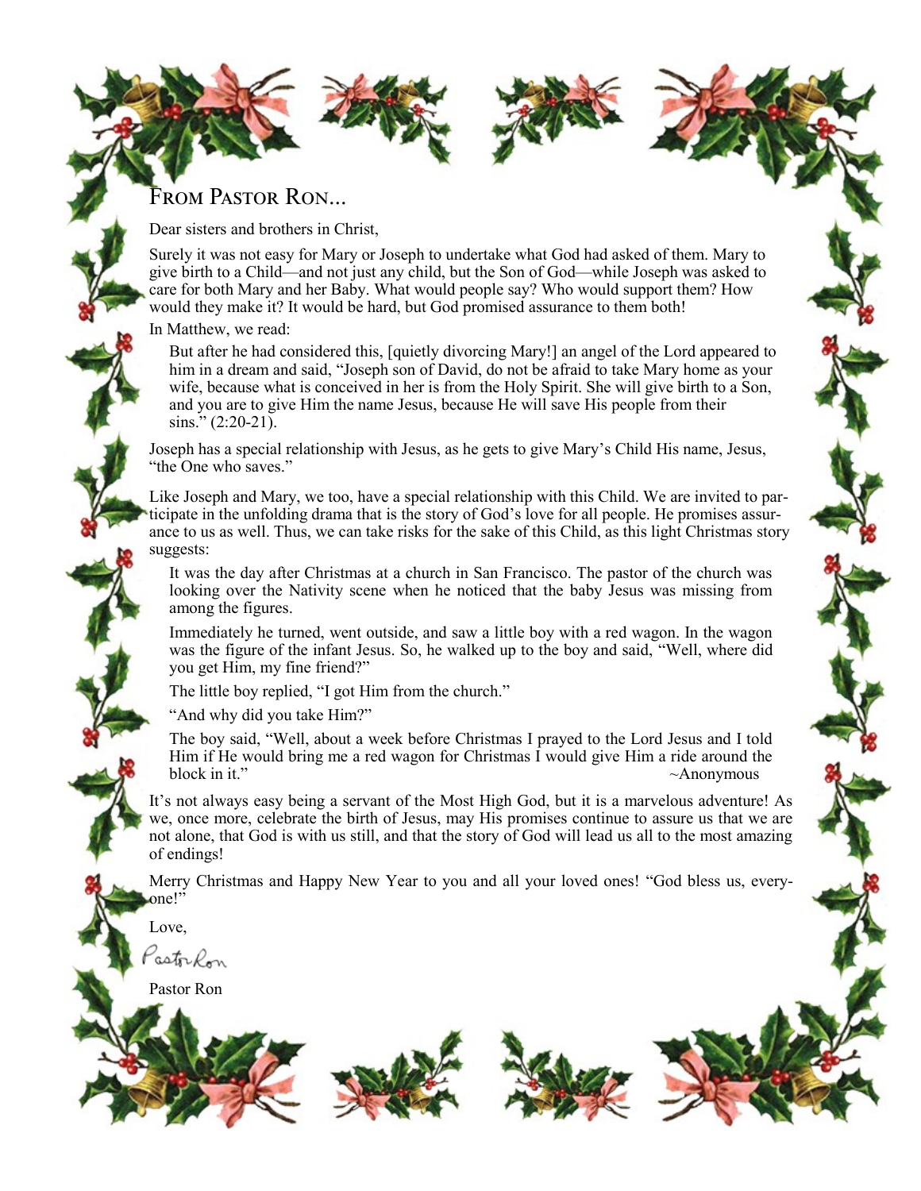## From Pastor Ron...

Dear sisters and brothers in Christ,

Surely it was not easy for Mary or Joseph to undertake what God had asked of them. Mary to give birth to a Child—and not just any child, but the Son of God—while Joseph was asked to care for both Mary and her Baby. What would people say? Who would support them? How would they make it? It would be hard, but God promised assurance to them both!

In Matthew, we read:

> But after he had considered this, [quietly divorcing Mary!] an angel of the Lord appeared to him in a dream and said, "Joseph son of David, do not be afraid to take Mary home as your wife, because what is conceived in her is from the Holy Spirit. She will give birth to a Son, and you are to give Him the name Jesus, because He will save His people from their sins." (2:20-21).

Joseph has a special relationship with Jesus, as he gets to give Mary's Child His name, Jesus, "the One who saves."

Like Joseph and Mary, we too, have a special relationship with this Child. We are invited to participate in the unfolding drama that is the story of God's love for all people. He promises assurance to us as well. Thus, we can take risks for the sake of this Child, as this light Christmas story suggests:

> It was the day after Christmas at a church in San Francisco. The pastor of the church was looking over the Nativity scene when he noticed that the baby Jesus was missing from among the figures.
>
> Immediately he turned, went outside, and saw a little boy with a red wagon. In the wagon was the figure of the infant Jesus. So, he walked up to the boy and said, "Well, where did you get Him, my fine friend?"
>
> The little boy replied, "I got Him from the church."
>
> "And why did you take Him?"
>
> The boy said, "Well, about a week before Christmas I prayed to the Lord Jesus and I told Him if He would bring me a red wagon for Christmas I would give Him a ride around the block in it."
>
> ~Anonymous

It's not always easy being a servant of the Most High God, but it is a marvelous adventure! As we, once more, celebrate the birth of Jesus, may His promises continue to assure us that we are not alone, that God is with us still, and that the story of God will lead us all to the most amazing of endings!

Merry Christmas and Happy New Year to you and all your loved ones! "God bless us, everyone!"

Love,

Pastor Ron

Pastor Ron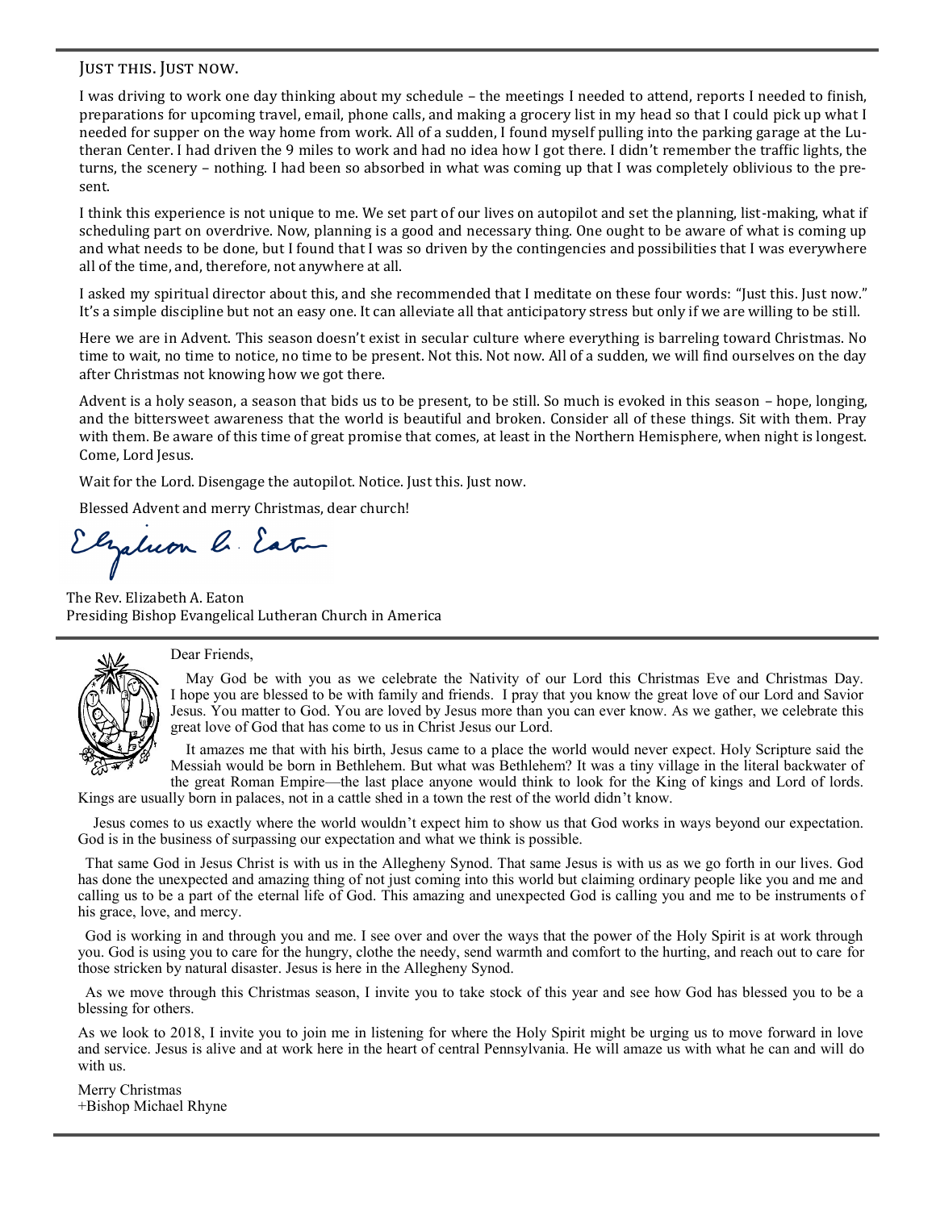## Just this. Just now.

I was driving to work one day thinking about my schedule – the meetings I needed to attend, reports I needed to finish, preparations for upcoming travel, email, phone calls, and making a grocery list in my head so that I could pick up what I needed for supper on the way home from work. All of a sudden, I found myself pulling into the parking garage at the Lutheran Center. I had driven the 9 miles to work and had no idea how I got there. I didn't remember the traffic lights, the turns, the scenery – nothing. I had been so absorbed in what was coming up that I was completely oblivious to the present.

I think this experience is not unique to me. We set part of our lives on autopilot and set the planning, list-making, what if scheduling part on overdrive. Now, planning is a good and necessary thing. One ought to be aware of what is coming up and what needs to be done, but I found that I was so driven by the contingencies and possibilities that I was everywhere all of the time, and, therefore, not anywhere at all.

I asked my spiritual director about this, and she recommended that I meditate on these four words: "Just this. Just now." It's a simple discipline but not an easy one. It can alleviate all that anticipatory stress but only if we are willing to be still.

Here we are in Advent. This season doesn't exist in secular culture where everything is barreling toward Christmas. No time to wait, no time to notice, no time to be present. Not this. Not now. All of a sudden, we will find ourselves on the day after Christmas not knowing how we got there.

Advent is a holy season, a season that bids us to be present, to be still. So much is evoked in this season – hope, longing, and the bittersweet awareness that the world is beautiful and broken. Consider all of these things. Sit with them. Pray with them. Be aware of this time of great promise that comes, at least in the Northern Hemisphere, when night is longest. Come, Lord Jesus.

Wait for the Lord. Disengage the autopilot. Notice. Just this. Just now.

Blessed Advent and merry Christmas, dear church!

Elizabeth A. Eaton

The Rev. Elizabeth A. Eaton
Presiding Bishop Evangelical Lutheran Church in America

---

Dear Friends,

May God be with you as we celebrate the Nativity of our Lord this Christmas Eve and Christmas Day. I hope you are blessed to be with family and friends. I pray that you know the great love of our Lord and Savior Jesus. You matter to God. You are loved by Jesus more than you can ever know. As we gather, we celebrate this great love of God that has come to us in Christ Jesus our Lord.

It amazes me that with his birth, Jesus came to a place the world would never expect. Holy Scripture said the Messiah would be born in Bethlehem. But what was Bethlehem? It was a tiny village in the literal backwater of the great Roman Empire—the last place anyone would think to look for the King of kings and Lord of lords. Kings are usually born in palaces, not in a cattle shed in a town the rest of the world didn't know.

Jesus comes to us exactly where the world wouldn't expect him to show us that God works in ways beyond our expectation. God is in the business of surpassing our expectation and what we think is possible.

That same God in Jesus Christ is with us in the Allegheny Synod. That same Jesus is with us as we go forth in our lives. God has done the unexpected and amazing thing of not just coming into this world but claiming ordinary people like you and me and calling us to be a part of the eternal life of God. This amazing and unexpected God is calling you and me to be instruments of his grace, love, and mercy.

God is working in and through you and me. I see over and over the ways that the power of the Holy Spirit is at work through you. God is using you to care for the hungry, clothe the needy, send warmth and comfort to the hurting, and reach out to care for those stricken by natural disaster. Jesus is here in the Allegheny Synod.

As we move through this Christmas season, I invite you to take stock of this year and see how God has blessed you to be a blessing for others.

As we look to 2018, I invite you to join me in listening for where the Holy Spirit might be urging us to move forward in love and service. Jesus is alive and at work here in the heart of central Pennsylvania. He will amaze us with what he can and will do with us.

Merry Christmas
+Bishop Michael Rhyne